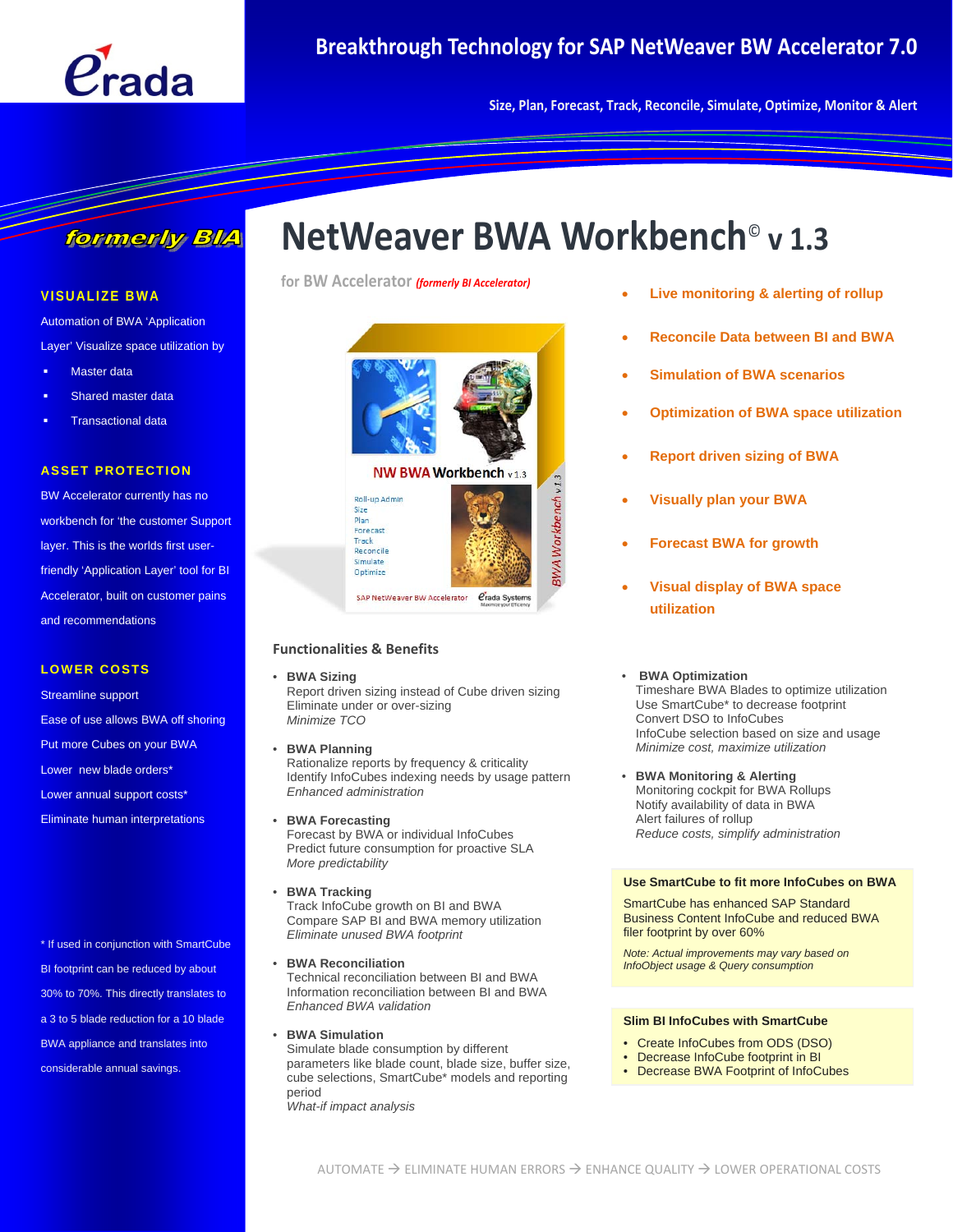Erada

# Breakthrough Technology for SAP NetWeaver BW Accelerator 7.0

Size, Plan, Forecast, Track, Reconcile, Simulate, Optimize, Monitor & Alert

formerly BIA

# NetWeaver BWA Workbench© v 1.3

for BW Accelerator *(formerly BI Accelerator)*

- **Live monitoring & alerting of rollup**
- **Reconcile Data between BI and BWA**
- **Simulation of BWA scenarios**
- **Optimization of BWA space utilization**
- **Report driven sizing of BWA**
- **Visually plan your BWA**
- **Forecast BWA for growth**
- **Visual display of BWA space utilization**

## VISUALIZE BWA

Automation of BWA 'Application Layer' Visualize space utilization by

- Master data
- Shared master data
- Transactional data

## ASSET PROTECTION

BW Accelerator currently has no workbench for 'the customer Support layer. This is the worlds first user-friendly 'Application Layer' tool for BI Accelerator, built on customer pains and recommendations

## LOWER COSTS

Streamline support

Ease of use allows BWA off shoring

Put more Cubes on your BWA

Lower new blade orders*

Lower annual support costs*

Eliminate human interpretations

\* If used in conjunction with SmartCube BI footprint can be reduced by about 30% to 70%. This directly translates to a 3 to 5 blade reduction for a 10 blade BWA appliance and translates into considerable annual savings.

## Functionalities & Benefits

- **BWA Sizing**
  Report driven sizing instead of Cube driven sizing
  Eliminate under or over-sizing
  *Minimize TCO*

- **BWA Planning**
  Rationalize reports by frequency & criticality
  Identify InfoCubes indexing needs by usage pattern
  *Enhanced administration*

- **BWA Forecasting**
  Forecast by BWA or individual InfoCubes
  Predict future consumption for proactive SLA
  *More predictability*

- **BWA Tracking**
  Track InfoCube growth on BI and BWA
  Compare SAP BI and BWA memory utilization
  *Eliminate unused BWA footprint*

- **BWA Reconciliation**
  Technical reconciliation between BI and BWA
  Information reconciliation between BI and BWA
  *Enhanced BWA validation*

- **BWA Simulation**
  Simulate blade consumption by different parameters like blade count, blade size, buffer size, cube selections, SmartCube* models and reporting period
  *What-if impact analysis*

- **BWA Optimization**
  Timeshare BWA Blades to optimize utilization
  Use SmartCube* to decrease footprint
  Convert DSO to InfoCubes
  InfoCube selection based on size and usage
  *Minimize cost, maximize utilization*

- **BWA Monitoring & Alerting**
  Monitoring cockpit for BWA Rollups
  Notify availability of data in BWA
  Alert failures of rollup
  *Reduce costs, simplify administration*

**Use SmartCube to fit more InfoCubes on BWA**

SmartCube has enhanced SAP Standard Business Content InfoCube and reduced BWA filer footprint by over 60%

*Note: Actual improvements may vary based on InfoObject usage & Query consumption*

**Slim BI InfoCubes with SmartCube**

- Create InfoCubes from ODS (DSO)
- Decrease InfoCube footprint in BI
- Decrease BWA Footprint of InfoCubes

AUTOMATE → ELIMINATE HUMAN ERRORS → ENHANCE QUALITY → LOWER OPERATIONAL COSTS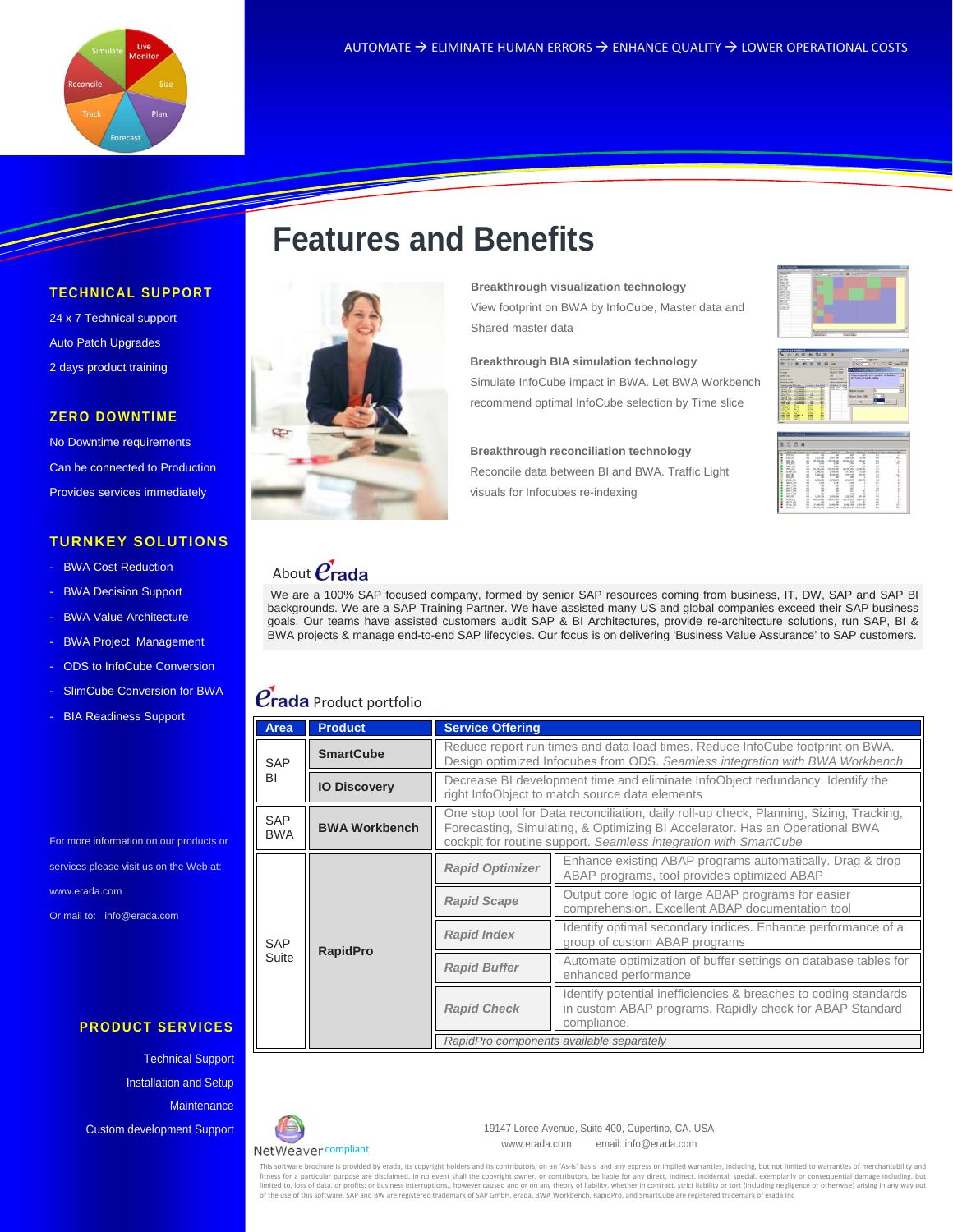AUTOMATE → ELIMINATE HUMAN ERRORS → ENHANCE QUALITY → LOWER OPERATIONAL COSTS

# Features and Benefits

**Breakthrough visualization technology**

View footprint on BWA by InfoCube, Master data and Shared master data

**Breakthrough BIA simulation technology**

Simulate InfoCube impact in BWA. Let BWA Workbench recommend optimal InfoCube selection by Time slice

**Breakthrough reconciliation technology**

Reconcile data between BI and BWA. Traffic Light visuals for Infocubes re-indexing

## About erada

We are a 100% SAP focused company, formed by senior SAP resources coming from business, IT, DW, SAP and SAP BI backgrounds. We are a SAP Training Partner. We have assisted many US and global companies exceed their SAP business goals. Our teams have assisted customers audit SAP & BI Architectures, provide re-architecture solutions, run SAP, BI & BWA projects & manage end-to-end SAP lifecycles. Our focus is on delivering 'Business Value Assurance' to SAP customers.

## erada Product portfolio

| Area | Product | Service Offering | |
|---|---|---|---|
| SAP BI | **SmartCube** | Reduce report run times and data load times. Reduce InfoCube footprint on BWA. Design optimized Infocubes from ODS. *Seamless integration with BWA Workbench* | |
| SAP BI | **IO Discovery** | Decrease BI development time and eliminate InfoObject redundancy. Identify the right InfoObject to match source data elements | |
| SAP BWA | **BWA Workbench** | One stop tool for Data reconciliation, daily roll-up check, Planning, Sizing, Tracking, Forecasting, Simulating, & Optimizing BI Accelerator. Has an Operational BWA cockpit for routine support. *Seamless integration with SmartCube* | |
| SAP Suite | **RapidPro** | ***Rapid Optimizer*** | Enhance existing ABAP programs automatically. Drag & drop ABAP programs, tool provides optimized ABAP |
| SAP Suite | **RapidPro** | ***Rapid Scape*** | Output core logic of large ABAP programs for easier comprehension. Excellent ABAP documentation tool |
| SAP Suite | **RapidPro** | ***Rapid Index*** | Identify optimal secondary indices. Enhance performance of a group of custom ABAP programs |
| SAP Suite | **RapidPro** | ***Rapid Buffer*** | Automate optimization of buffer settings on database tables for enhanced performance |
| SAP Suite | **RapidPro** | ***Rapid Check*** | Identify potential inefficiencies & breaches to coding standards in custom ABAP programs. Rapidly check for ABAP Standard compliance. |
| SAP Suite | **RapidPro** | *RapidPro components available separately* | |

### TECHNICAL SUPPORT

24 x 7 Technical support

Auto Patch Upgrades

2 days product training

### ZERO DOWNTIME

No Downtime requirements

Can be connected to Production

Provides services immediately

### TURNKEY SOLUTIONS

- BWA Cost Reduction
- BWA Decision Support
- BWA Value Architecture
- BWA Project Management
- ODS to InfoCube Conversion
- SlimCube Conversion for BWA
- BIA Readiness Support

For more information on our products or services please visit us on the Web at: www.erada.com

Or mail to: info@erada.com

### PRODUCT SERVICES

Technical Support

Installation and Setup

Maintenance

Custom development Support

NetWeaver compliant

19147 Loree Avenue, Suite 400, Cupertino, CA. USA

www.erada.com email: info@erada.com

This software brochure is provided by erada, its copyright holders and its contributors, on an 'As-Is' basis and any express or implied warranties, including, but not limited to warranties of merchantability and fitness for a particular purpose are disclaimed. In no event shall the copyright owner, or contributors, be liable for any direct, indirect, incidental, special, exemplarily or consequential damage including, but limited to, loss of data, or profits; or business interruptions,, however caused and or on any theory of liability, whether in contract, strict liability or tort (including negligence or otherwise) arising in any way out of the use of this software. SAP and BW are registered trademark of SAP GmbH, erada, BWA Workbench, RapidPro, and SmartCube are registered trademark of erada Inc